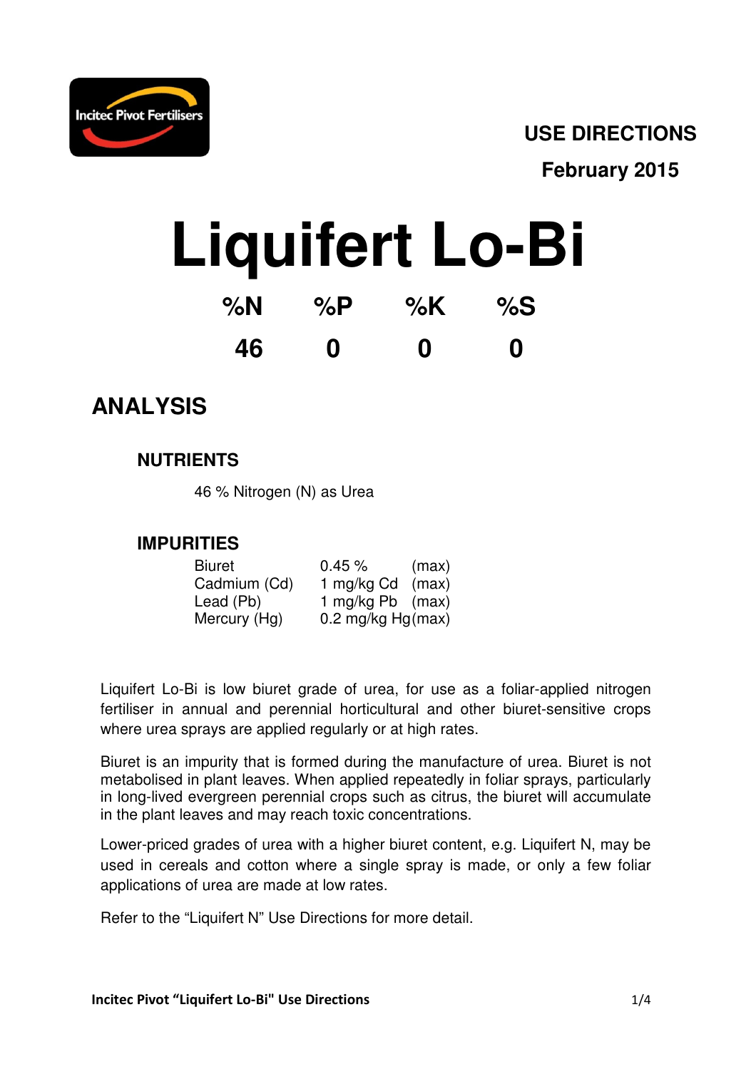Incitec Pivot Fertilisers

**USE DIRECTIONS**

**February 2015**

# Liquifert Lo-Bi

| %N | %P | %K | %S |
|---|---|---|---|
| 46 | 0 | 0 | 0 |

## ANALYSIS

### NUTRIENTS

46 % Nitrogen (N) as Urea

### IMPURITIES

| | | |
|---|---|---|
| Biuret | 0.45 % | (max) |
| Cadmium (Cd) | 1 mg/kg Cd | (max) |
| Lead (Pb) | 1 mg/kg Pb | (max) |
| Mercury (Hg) | 0.2 mg/kg Hg | (max) |

Liquifert Lo-Bi is low biuret grade of urea, for use as a foliar-applied nitrogen fertiliser in annual and perennial horticultural and other biuret-sensitive crops where urea sprays are applied regularly or at high rates.

Biuret is an impurity that is formed during the manufacture of urea. Biuret is not metabolised in plant leaves. When applied repeatedly in foliar sprays, particularly in long-lived evergreen perennial crops such as citrus, the biuret will accumulate in the plant leaves and may reach toxic concentrations.

Lower-priced grades of urea with a higher biuret content, e.g. Liquifert N, may be used in cereals and cotton where a single spray is made, or only a few foliar applications of urea are made at low rates.

Refer to the "Liquifert N" Use Directions for more detail.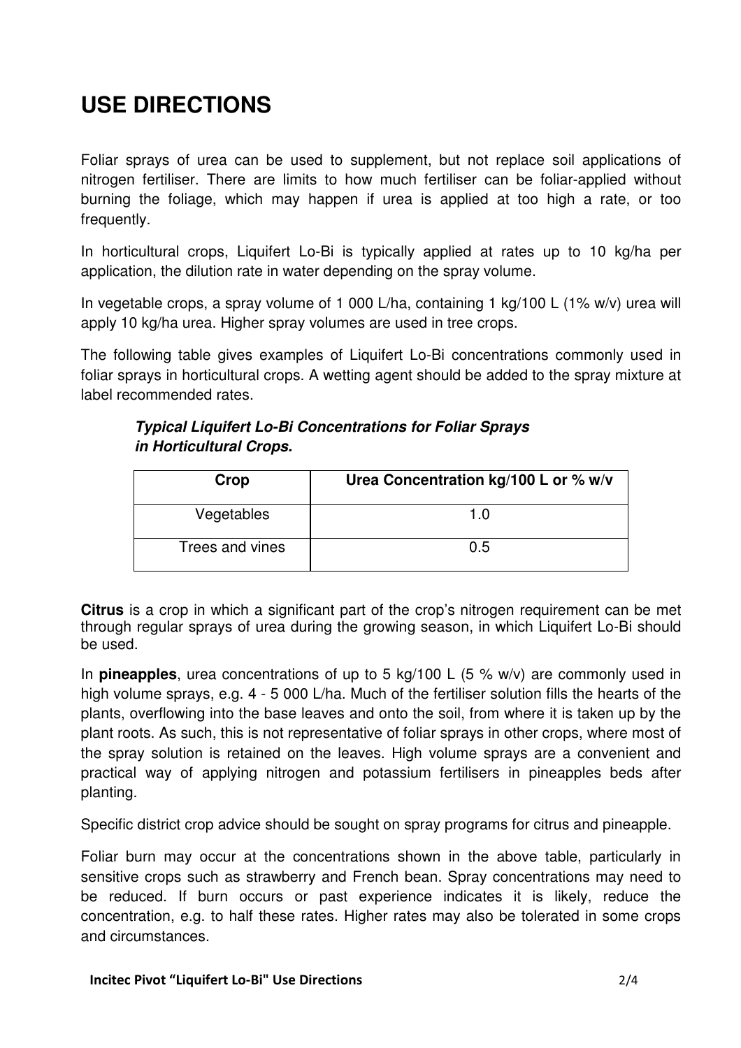# USE DIRECTIONS

Foliar sprays of urea can be used to supplement, but not replace soil applications of nitrogen fertiliser. There are limits to how much fertiliser can be foliar-applied without burning the foliage, which may happen if urea is applied at too high a rate, or too frequently.

In horticultural crops, Liquifert Lo-Bi is typically applied at rates up to 10 kg/ha per application, the dilution rate in water depending on the spray volume.

In vegetable crops, a spray volume of 1 000 L/ha, containing 1 kg/100 L (1% w/v) urea will apply 10 kg/ha urea. Higher spray volumes are used in tree crops.

The following table gives examples of Liquifert Lo-Bi concentrations commonly used in foliar sprays in horticultural crops. A wetting agent should be added to the spray mixture at label recommended rates.

***Typical Liquifert Lo-Bi Concentrations for Foliar Sprays in Horticultural Crops.***

| Crop | Urea Concentration kg/100 L or % w/v |
|---|---|
| Vegetables | 1.0 |
| Trees and vines | 0.5 |

**Citrus** is a crop in which a significant part of the crop's nitrogen requirement can be met through regular sprays of urea during the growing season, in which Liquifert Lo-Bi should be used.

In **pineapples**, urea concentrations of up to 5 kg/100 L (5 % w/v) are commonly used in high volume sprays, e.g. 4 - 5 000 L/ha. Much of the fertiliser solution fills the hearts of the plants, overflowing into the base leaves and onto the soil, from where it is taken up by the plant roots. As such, this is not representative of foliar sprays in other crops, where most of the spray solution is retained on the leaves. High volume sprays are a convenient and practical way of applying nitrogen and potassium fertilisers in pineapples beds after planting.

Specific district crop advice should be sought on spray programs for citrus and pineapple.

Foliar burn may occur at the concentrations shown in the above table, particularly in sensitive crops such as strawberry and French bean. Spray concentrations may need to be reduced. If burn occurs or past experience indicates it is likely, reduce the concentration, e.g. to half these rates. Higher rates may also be tolerated in some crops and circumstances.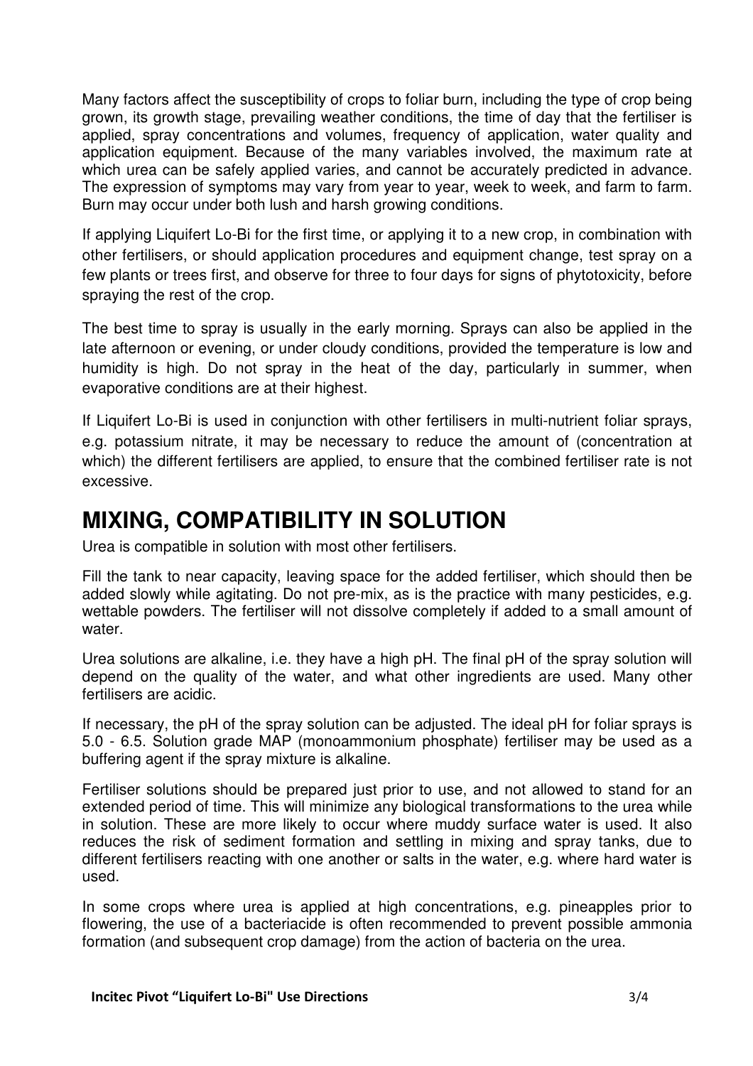Many factors affect the susceptibility of crops to foliar burn, including the type of crop being grown, its growth stage, prevailing weather conditions, the time of day that the fertiliser is applied, spray concentrations and volumes, frequency of application, water quality and application equipment. Because of the many variables involved, the maximum rate at which urea can be safely applied varies, and cannot be accurately predicted in advance. The expression of symptoms may vary from year to year, week to week, and farm to farm. Burn may occur under both lush and harsh growing conditions.

If applying Liquifert Lo-Bi for the first time, or applying it to a new crop, in combination with other fertilisers, or should application procedures and equipment change, test spray on a few plants or trees first, and observe for three to four days for signs of phytotoxicity, before spraying the rest of the crop.

The best time to spray is usually in the early morning. Sprays can also be applied in the late afternoon or evening, or under cloudy conditions, provided the temperature is low and humidity is high. Do not spray in the heat of the day, particularly in summer, when evaporative conditions are at their highest.

If Liquifert Lo-Bi is used in conjunction with other fertilisers in multi-nutrient foliar sprays, e.g. potassium nitrate, it may be necessary to reduce the amount of (concentration at which) the different fertilisers are applied, to ensure that the combined fertiliser rate is not excessive.

# MIXING, COMPATIBILITY IN SOLUTION

Urea is compatible in solution with most other fertilisers.

Fill the tank to near capacity, leaving space for the added fertiliser, which should then be added slowly while agitating. Do not pre-mix, as is the practice with many pesticides, e.g. wettable powders. The fertiliser will not dissolve completely if added to a small amount of water.

Urea solutions are alkaline, i.e. they have a high pH. The final pH of the spray solution will depend on the quality of the water, and what other ingredients are used. Many other fertilisers are acidic.

If necessary, the pH of the spray solution can be adjusted. The ideal pH for foliar sprays is 5.0 - 6.5. Solution grade MAP (monoammonium phosphate) fertiliser may be used as a buffering agent if the spray mixture is alkaline.

Fertiliser solutions should be prepared just prior to use, and not allowed to stand for an extended period of time. This will minimize any biological transformations to the urea while in solution. These are more likely to occur where muddy surface water is used. It also reduces the risk of sediment formation and settling in mixing and spray tanks, due to different fertilisers reacting with one another or salts in the water, e.g. where hard water is used.

In some crops where urea is applied at high concentrations, e.g. pineapples prior to flowering, the use of a bacteriacide is often recommended to prevent possible ammonia formation (and subsequent crop damage) from the action of bacteria on the urea.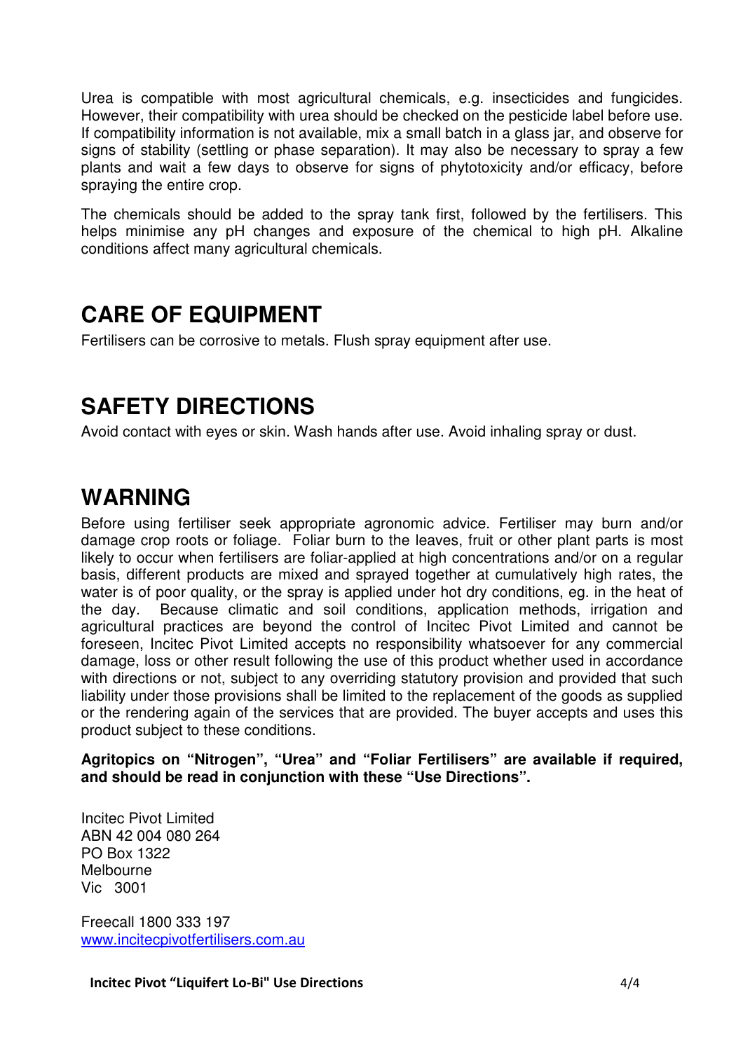Urea is compatible with most agricultural chemicals, e.g. insecticides and fungicides. However, their compatibility with urea should be checked on the pesticide label before use. If compatibility information is not available, mix a small batch in a glass jar, and observe for signs of stability (settling or phase separation). It may also be necessary to spray a few plants and wait a few days to observe for signs of phytotoxicity and/or efficacy, before spraying the entire crop.

The chemicals should be added to the spray tank first, followed by the fertilisers. This helps minimise any pH changes and exposure of the chemical to high pH. Alkaline conditions affect many agricultural chemicals.

# CARE OF EQUIPMENT

Fertilisers can be corrosive to metals. Flush spray equipment after use.

# SAFETY DIRECTIONS

Avoid contact with eyes or skin. Wash hands after use. Avoid inhaling spray or dust.

# WARNING

Before using fertiliser seek appropriate agronomic advice. Fertiliser may burn and/or damage crop roots or foliage. Foliar burn to the leaves, fruit or other plant parts is most likely to occur when fertilisers are foliar-applied at high concentrations and/or on a regular basis, different products are mixed and sprayed together at cumulatively high rates, the water is of poor quality, or the spray is applied under hot dry conditions, eg. in the heat of the day. Because climatic and soil conditions, application methods, irrigation and agricultural practices are beyond the control of Incitec Pivot Limited and cannot be foreseen, Incitec Pivot Limited accepts no responsibility whatsoever for any commercial damage, loss or other result following the use of this product whether used in accordance with directions or not, subject to any overriding statutory provision and provided that such liability under those provisions shall be limited to the replacement of the goods as supplied or the rendering again of the services that are provided. The buyer accepts and uses this product subject to these conditions.

**Agritopics on "Nitrogen", "Urea" and "Foliar Fertilisers" are available if required, and should be read in conjunction with these "Use Directions".**

Incitec Pivot Limited
ABN 42 004 080 264
PO Box 1322
Melbourne
Vic 3001

Freecall 1800 333 197
www.incitecpivotfertilisers.com.au